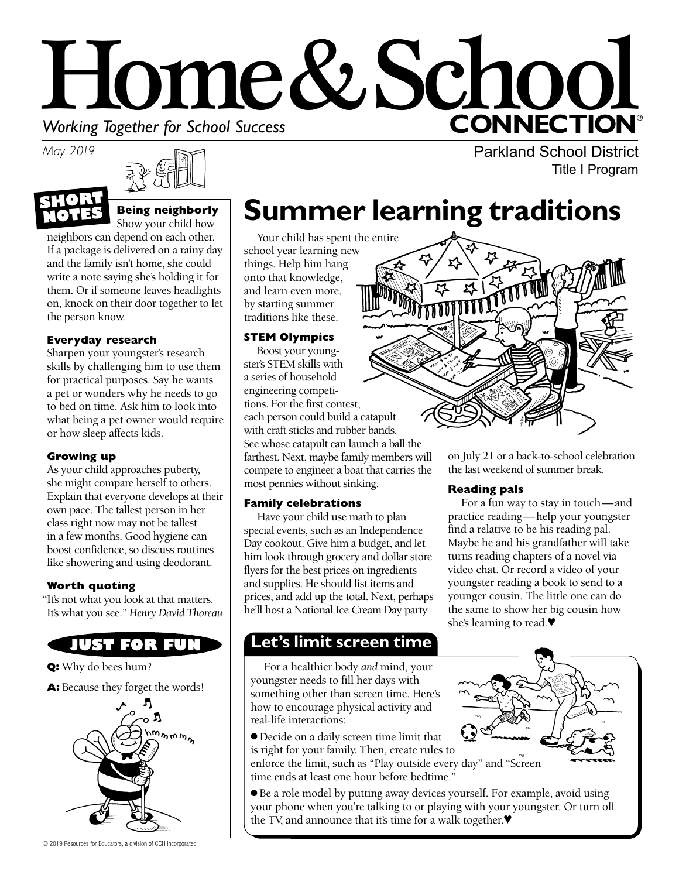# Home & School CONNECTION®

*Working Together for School Success*

*May 2019*

Parkland School District
Title I Program

## SHORT NOTES

### Being neighborly

Show your child how neighbors can depend on each other. If a package is delivered on a rainy day and the family isn't home, she could write a note saying she's holding it for them. Or if someone leaves headlights on, knock on their door together to let the person know.

### Everyday research

Sharpen your youngster's research skills by challenging him to use them for practical purposes. Say he wants a pet or wonders why he needs to go to bed on time. Ask him to look into what being a pet owner would require or how sleep affects kids.

### Growing up

As your child approaches puberty, she might compare herself to others. Explain that everyone develops at their own pace. The tallest person in her class right now may not be tallest in a few months. Good hygiene can boost confidence, so discuss routines like showering and using deodorant.

### Worth quoting

"It's not what you look at that matters. It's what you see." *Henry David Thoreau*

## JUST FOR FUN

**Q:** Why do bees hum?

**A:** Because they forget the words!

# Summer learning traditions

Your child has spent the entire school year learning new things. Help him hang onto that knowledge, and learn even more, by starting summer traditions like these.

### STEM Olympics

Boost your youngster's STEM skills with a series of household engineering competitions. For the first contest, each person could build a catapult with craft sticks and rubber bands. See whose catapult can launch a ball the farthest. Next, maybe family members will compete to engineer a boat that carries the most pennies without sinking.

### Family celebrations

Have your child use math to plan special events, such as an Independence Day cookout. Give him a budget, and let him look through grocery and dollar store flyers for the best prices on ingredients and supplies. He should list items and prices, and add up the total. Next, perhaps he'll host a National Ice Cream Day party on July 21 or a back-to-school celebration the last weekend of summer break.

### Reading pals

For a fun way to stay in touch—and practice reading—help your youngster find a relative to be his reading pal. Maybe he and his grandfather will take turns reading chapters of a novel via video chat. Or record a video of your youngster reading a book to send to a younger cousin. The little one can do the same to show her big cousin how she's learning to read.♥

## Let's limit screen time

For a healthier body *and* mind, your youngster needs to fill her days with something other than screen time. Here's how to encourage physical activity and real-life interactions:

- Decide on a daily screen time limit that is right for your family. Then, create rules to enforce the limit, such as "Play outside every day" and "Screen time ends at least one hour before bedtime."
- Be a role model by putting away devices yourself. For example, avoid using your phone when you're talking to or playing with your youngster. Or turn off the TV, and announce that it's time for a walk together.♥

© 2019 Resources for Educators, a division of CCH Incorporated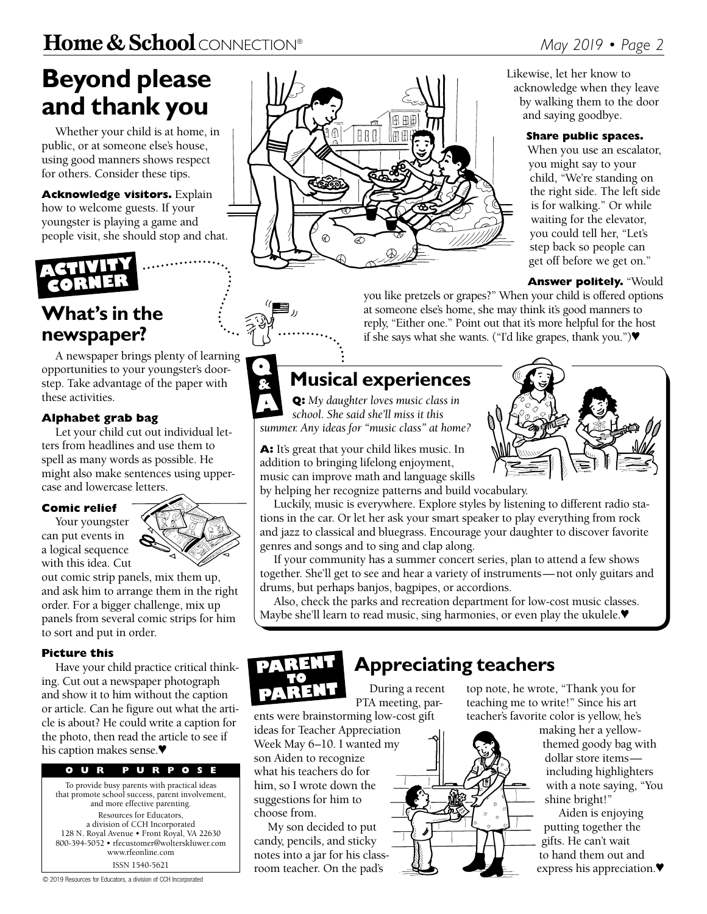# Beyond please and thank you

Whether your child is at home, in public, or at someone else's house, using good manners shows respect for others. Consider these tips.

**Acknowledge visitors.** Explain how to welcome guests. If your youngster is playing a game and people visit, she should stop and chat. Likewise, let her know to acknowledge when they leave by walking them to the door and saying goodbye.

**Share public spaces.** When you use an escalator, you might say to your child, "We're standing on the right side. The left side is for walking." Or while waiting for the elevator, you could tell her, "Let's step back so people can get off before we get on."

**Answer politely.** "Would you like pretzels or grapes?" When your child is offered options at someone else's home, she may think it's good manners to reply, "Either one." Point out that it's more helpful for the host if she says what she wants. ("I'd like grapes, thank you.")♥

## ACTIVITY CORNER

## What's in the newspaper?

A newspaper brings plenty of learning opportunities to your youngster's doorstep. Take advantage of the paper with these activities.

### Alphabet grab bag

Let your child cut out individual letters from headlines and use them to spell as many words as possible. He might also make sentences using uppercase and lowercase letters.

### Comic relief

Your youngster can put events in a logical sequence with this idea. Cut out comic strip panels, mix them up, and ask him to arrange them in the right order. For a bigger challenge, mix up panels from several comic strips for him to sort and put in order.

### Picture this

Have your child practice critical thinking. Cut out a newspaper photograph and show it to him without the caption or article. Can he figure out what the article is about? He could write a caption for the photo, then read the article to see if his caption makes sense.♥

## Q & A

## Musical experiences

**Q:** *My daughter loves music class in school. She said she'll miss it this summer. Any ideas for "music class" at home?*

**A:** It's great that your child likes music. In addition to bringing lifelong enjoyment, music can improve math and language skills by helping her recognize patterns and build vocabulary.

Luckily, music is everywhere. Explore styles by listening to different radio stations in the car. Or let her ask your smart speaker to play everything from rock and jazz to classical and bluegrass. Encourage your daughter to discover favorite genres and songs and to sing and clap along.

If your community has a summer concert series, plan to attend a few shows together. She'll get to see and hear a variety of instruments—not only guitars and drums, but perhaps banjos, bagpipes, or accordions.

Also, check the parks and recreation department for low-cost music classes. Maybe she'll learn to read music, sing harmonies, or even play the ukulele.♥

## PARENT TO PARENT

## Appreciating teachers

During a recent PTA meeting, parents were brainstorming low-cost gift ideas for Teacher Appreciation Week May 6–10. I wanted my son Aiden to recognize what his teachers do for him, so I wrote down the suggestions for him to choose from.

My son decided to put candy, pencils, and sticky notes into a jar for his classroom teacher. On the pad's top note, he wrote, "Thank you for teaching me to write!" Since his art teacher's favorite color is yellow, he's making her a yellow-themed goody bag with dollar store items—including highlighters with a note saying, "You shine bright!"

Aiden is enjoying putting together the gifts. He can't wait to hand them out and express his appreciation.♥

**OUR PURPOSE**

To provide busy parents with practical ideas that promote school success, parent involvement, and more effective parenting.

Resources for Educators, a division of CCH Incorporated
128 N. Royal Avenue • Front Royal, VA 22630
800-394-5052 • rfecustomer@wolterskluwer.com
www.rfeonline.com
ISSN 1540-5621

© 2019 Resources for Educators, a division of CCH Incorporated